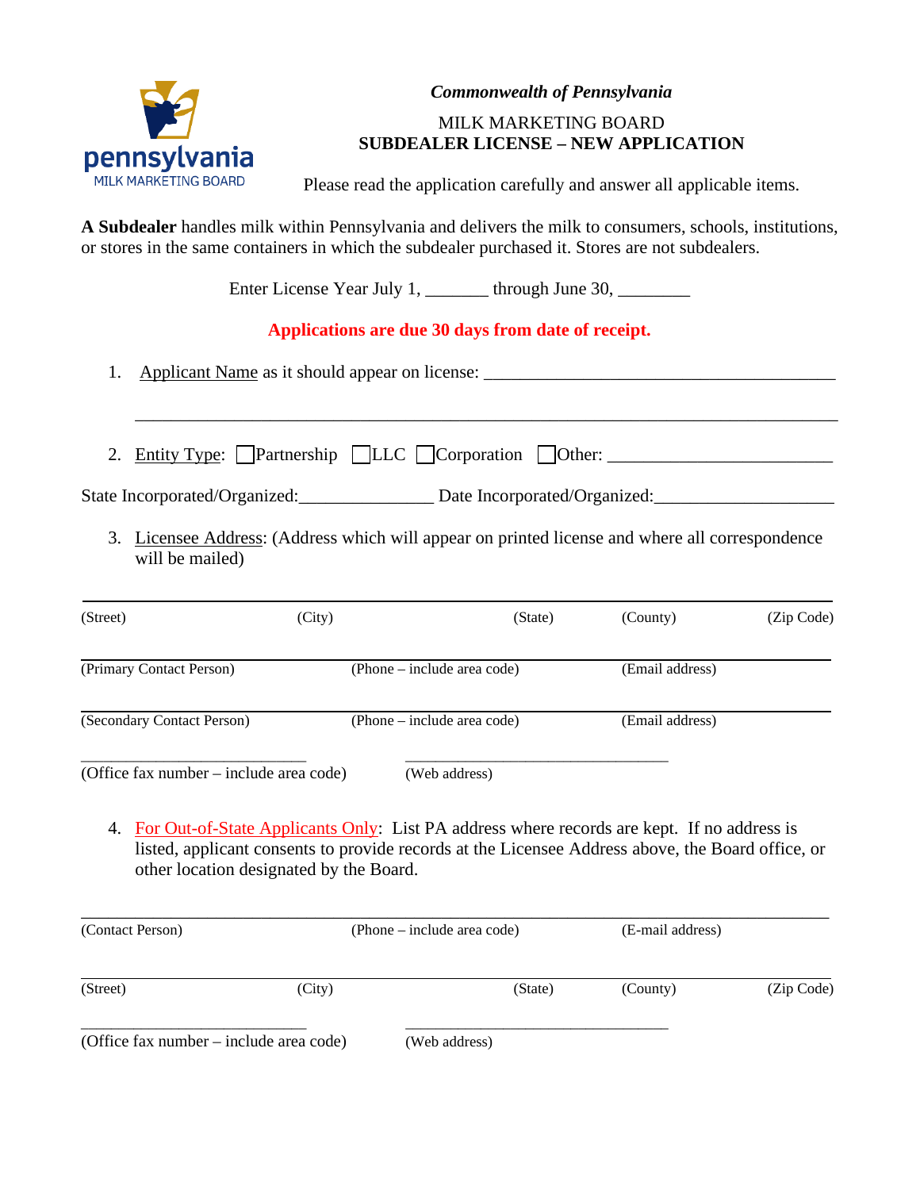pennsylvania
MILK MARKETING BOARD

*Commonwealth of Pennsylvania*

MILK MARKETING BOARD
**SUBDEALER LICENSE – NEW APPLICATION**

Please read the application carefully and answer all applicable items.

**A Subdealer** handles milk within Pennsylvania and delivers the milk to consumers, schools, institutions, or stores in the same containers in which the subdealer purchased it. Stores are not subdealers.

Enter License Year July 1, _______ through June 30, ________

**Applications are due 30 days from date of receipt.**

1. Applicant Name as it should appear on license: ________________________________________

   ________________________________________________________________________________

2. Entity Type: ☐ Partnership ☐ LLC ☐ Corporation ☐ Other: ________________________

State Incorporated/Organized:_______________ Date Incorporated/Organized:___________________

3. Licensee Address: (Address which will appear on printed license and where all correspondence will be mailed)

________________________________________________________________________________
(Street) (City) (State) (County) (Zip Code)

________________________________________________________________________________
(Primary Contact Person) (Phone – include area code) (Email address)

________________________________________________________________________________
(Secondary Contact Person) (Phone – include area code) (Email address)

____________________________ ________________________________
(Office fax number – include area code) (Web address)

4. For Out-of-State Applicants Only: List PA address where records are kept. If no address is listed, applicant consents to provide records at the Licensee Address above, the Board office, or other location designated by the Board.

________________________________________________________________________________
(Contact Person) (Phone – include area code) (E-mail address)

________________________________________________________________________________
(Street) (City) (State) (County) (Zip Code)

____________________________ ________________________________
(Office fax number – include area code) (Web address)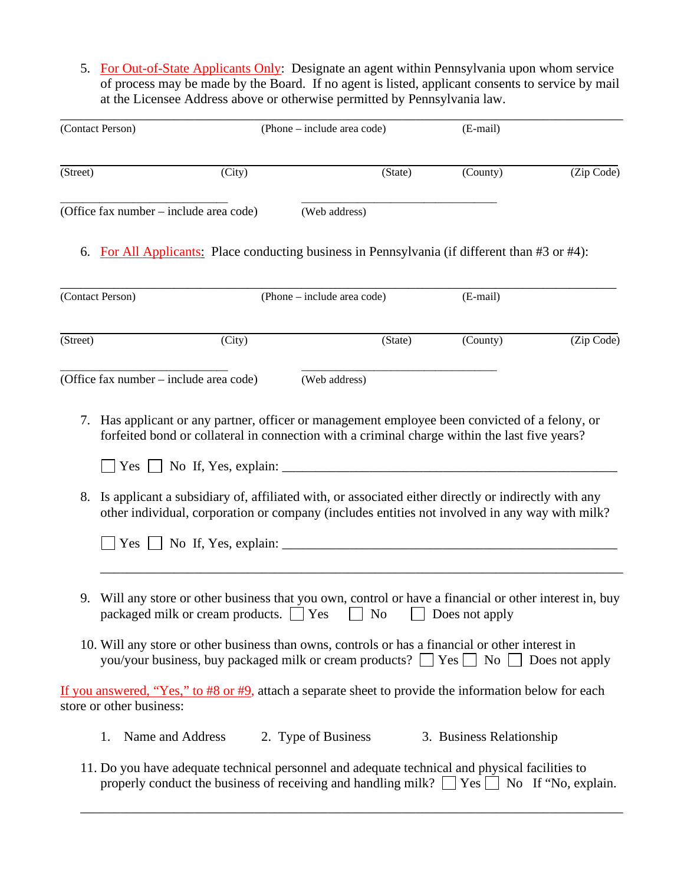5. For Out-of-State Applicants Only: Designate an agent within Pennsylvania upon whom service of process may be made by the Board. If no agent is listed, applicant consents to service by mail at the Licensee Address above or otherwise permitted by Pennsylvania law.

_______________________________________________________________________________

(Contact Person) (Phone – include area code) (E-mail)

_______________________________________________________________________________

(Street) (City) (State) (County) (Zip Code)

_____________________________ _________________________________

(Office fax number – include area code) (Web address)

6. For All Applicants: Place conducting business in Pennsylvania (if different than #3 or #4):

_______________________________________________________________________________

(Contact Person) (Phone – include area code) (E-mail)

_______________________________________________________________________________

(Street) (City) (State) (County) (Zip Code)

_____________________________ _________________________________

(Office fax number – include area code) (Web address)

7. Has applicant or any partner, officer or management employee been convicted of a felony, or forfeited bond or collateral in connection with a criminal charge within the last five years?

   ☐ Yes ☐ No If, Yes, explain: ____________________________________________________

8. Is applicant a subsidiary of, affiliated with, or associated either directly or indirectly with any other individual, corporation or company (includes entities not involved in any way with milk?

   ☐ Yes ☐ No If, Yes, explain: ____________________________________________________

   ___________________________________________________________________________

9. Will any store or other business that you own, control or have a financial or other interest in, buy packaged milk or cream products. ☐ Yes ☐ No ☐ Does not apply

10. Will any store or other business than owns, controls or has a financial or other interest in you/your business, buy packaged milk or cream products? ☐ Yes ☐ No ☐ Does not apply

If you answered, "Yes," to #8 or #9, attach a separate sheet to provide the information below for each store or other business:

1. Name and Address 2. Type of Business 3. Business Relationship

11. Do you have adequate technical personnel and adequate technical and physical facilities to properly conduct the business of receiving and handling milk? ☐ Yes ☐ No If "No, explain.

_______________________________________________________________________________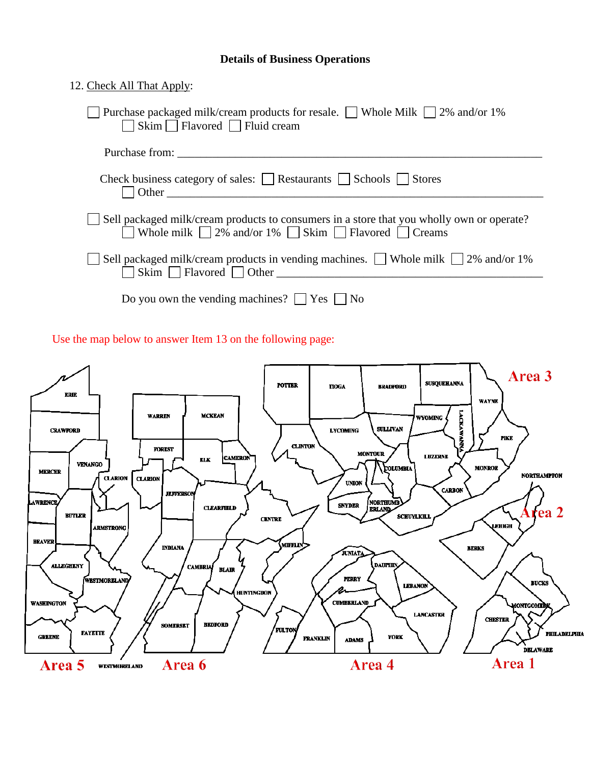## Details of Business Operations

12. Check All That Apply:

☐ Purchase packaged milk/cream products for resale. ☐ Whole Milk ☐ 2% and/or 1%
☐ Skim ☐ Flavored ☐ Fluid cream

Purchase from: ______________________________________________________________

Check business category of sales: ☐ Restaurants ☐ Schools ☐ Stores
☐ Other ______________________________________________________________

☐ Sell packaged milk/cream products to consumers in a store that you wholly own or operate?
☐ Whole milk ☐ 2% and/or 1% ☐ Skim ☐ Flavored ☐ Creams

☐ Sell packaged milk/cream products in vending machines. ☐ Whole milk ☐ 2% and/or 1%
☐ Skim ☐ Flavored ☐ Other ___________________________________________

Do you own the vending machines? ☐ Yes ☐ No

Use the map below to answer Item 13 on the following page:

Area 3: Potter, Tioga, Bradford, Susquehanna, Wayne, Lycoming, Sullivan, Wyoming, Lackawanna, Pike, Clinton, Montour, Columbia, Luzerne, Monroe, Union, Snyder, Northumberland, Carbon, Schuylkill

Area 2: Northampton, Lehigh, Berks

Area 1: Bucks, Montgomery, Chester, Philadelphia, Delaware

Area 4: Centre, Mifflin, Juniata, Dauphin, Perry, Lebanon, Huntingdon, Cumberland, Lancaster, Fulton, Franklin, Adams, York

Area 5: Erie, Crawford, Mercer, Venango, Clarion, Lawrence, Butler, Armstrong, Beaver, Allegheny, Westmoreland, Washington, Greene, Fayette

Area 6: Warren, McKean, Forest, Elk, Cameron, Clarion, Jefferson, Clearfield, Indiana, Cambria, Blair, Somerset, Bedford, Westmoreland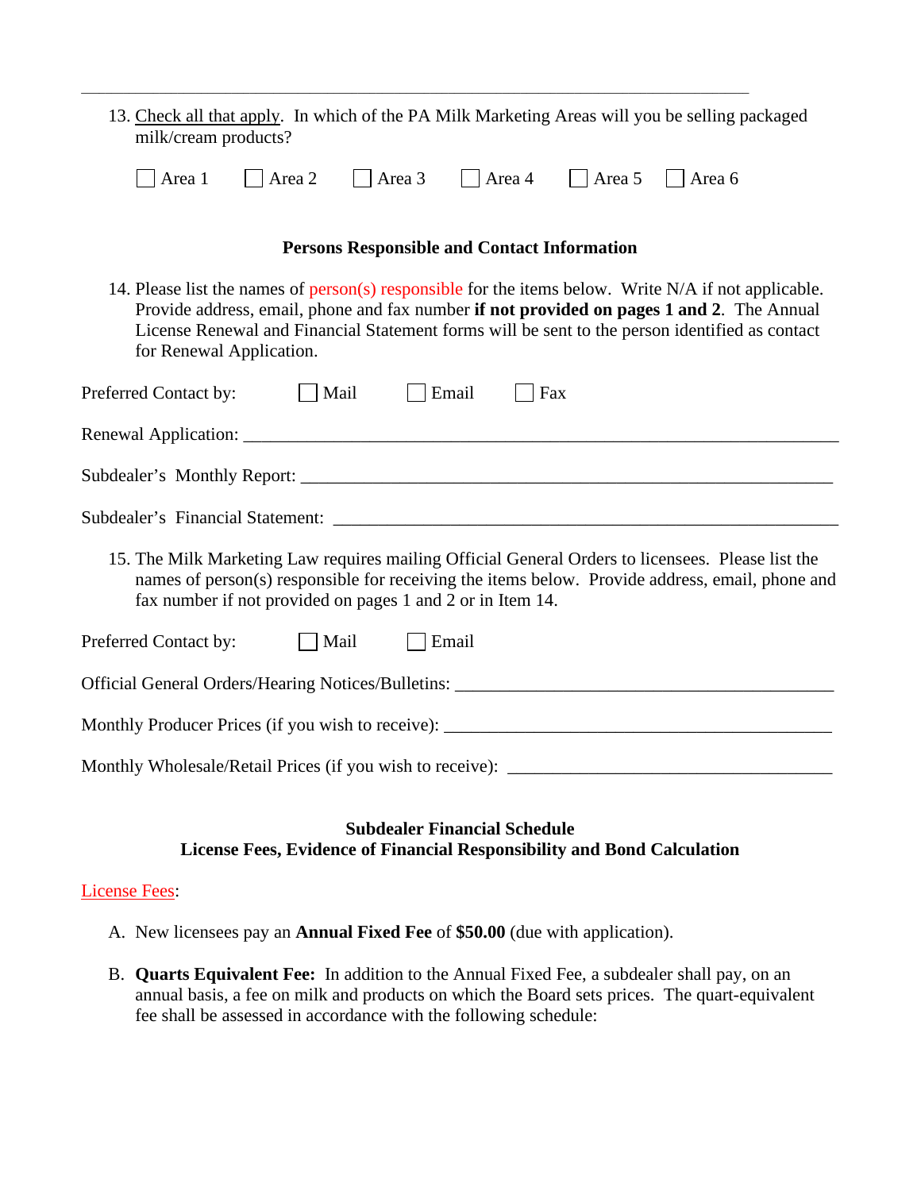13. Check all that apply. In which of the PA Milk Marketing Areas will you be selling packaged milk/cream products?

☐ Area 1 ☐ Area 2 ☐ Area 3 ☐ Area 4 ☐ Area 5 ☐ Area 6

**Persons Responsible and Contact Information**

14. Please list the names of person(s) responsible for the items below. Write N/A if not applicable. Provide address, email, phone and fax number **if not provided on pages 1 and 2**. The Annual License Renewal and Financial Statement forms will be sent to the person identified as contact for Renewal Application.

Preferred Contact by: ☐ Mail ☐ Email ☐ Fax

Renewal Application: ____________________________________________________________________

Subdealer's Monthly Report: ______________________________________________________________

Subdealer's Financial Statement: __________________________________________________________

15. The Milk Marketing Law requires mailing Official General Orders to licensees. Please list the names of person(s) responsible for receiving the items below. Provide address, email, phone and fax number if not provided on pages 1 and 2 or in Item 14.

Preferred Contact by: ☐ Mail ☐ Email

Official General Orders/Hearing Notices/Bulletins: ________________________________________

Monthly Producer Prices (if you wish to receive): _________________________________________

Monthly Wholesale/Retail Prices (if you wish to receive): __________________________________

**Subdealer Financial Schedule**
**License Fees, Evidence of Financial Responsibility and Bond Calculation**

License Fees:

A. New licensees pay an **Annual Fixed Fee** of **$50.00** (due with application).

B. **Quarts Equivalent Fee:** In addition to the Annual Fixed Fee, a subdealer shall pay, on an annual basis, a fee on milk and products on which the Board sets prices. The quart-equivalent fee shall be assessed in accordance with the following schedule: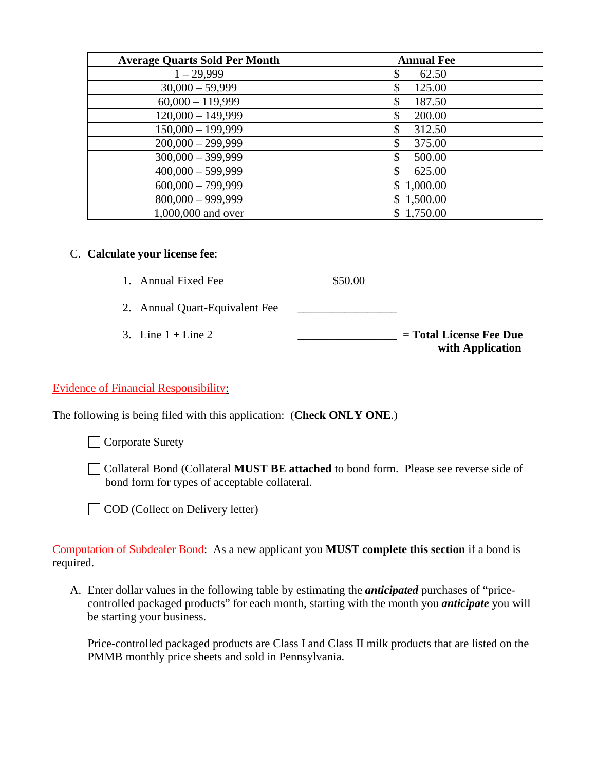| Average Quarts Sold Per Month | Annual Fee |
|---|---|
| 1 – 29,999 | $ 62.50 |
| 30,000 – 59,999 | $ 125.00 |
| 60,000 – 119,999 | $ 187.50 |
| 120,000 – 149,999 | $ 200.00 |
| 150,000 – 199,999 | $ 312.50 |
| 200,000 – 299,999 | $ 375.00 |
| 300,000 – 399,999 | $ 500.00 |
| 400,000 – 599,999 | $ 625.00 |
| 600,000 – 799,999 | $ 1,000.00 |
| 800,000 – 999,999 | $ 1,500.00 |
| 1,000,000 and over | $ 1,750.00 |

C. **Calculate your license fee**:

1. Annual Fixed Fee $50.00
2. Annual Quart-Equivalent Fee ________________
3. Line 1 + Line 2 ________________ = **Total License Fee Due with Application**

Evidence of Financial Responsibility:

The following is being filed with this application: (**Check ONLY ONE**.)

☐ Corporate Surety

☐ Collateral Bond (Collateral **MUST BE attached** to bond form. Please see reverse side of bond form for types of acceptable collateral.

☐ COD (Collect on Delivery letter)

Computation of Subdealer Bond: As a new applicant you **MUST complete this section** if a bond is required.

A. Enter dollar values in the following table by estimating the ***anticipated*** purchases of "price-controlled packaged products" for each month, starting with the month you ***anticipate*** you will be starting your business.

   Price-controlled packaged products are Class I and Class II milk products that are listed on the PMMB monthly price sheets and sold in Pennsylvania.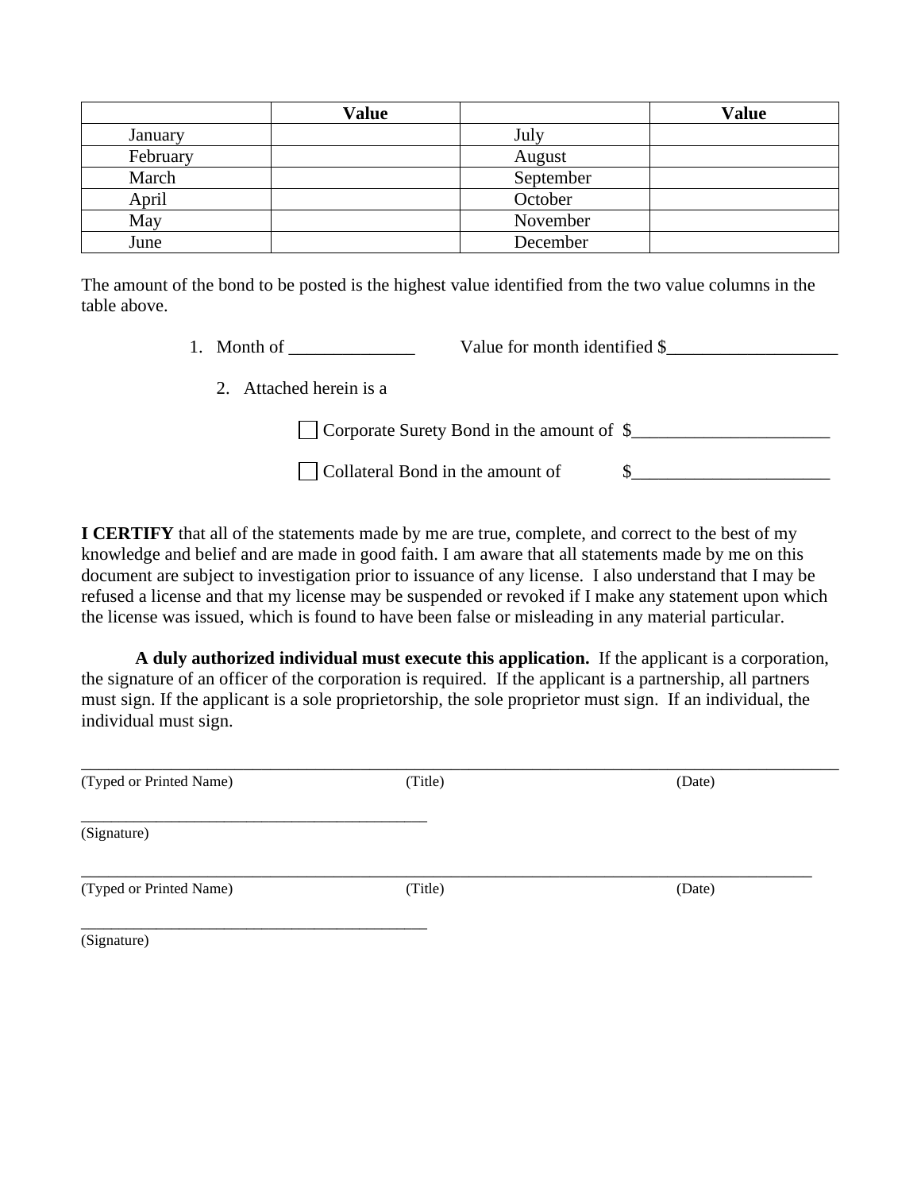| | Value | | Value |
|---|---|---|---|
| January | | July | |
| February | | August | |
| March | | September | |
| April | | October | |
| May | | November | |
| June | | December | |

The amount of the bond to be posted is the highest value identified from the two value columns in the table above.

1. Month of ______________ Value for month identified $___________________

2. Attached herein is a

   ☐ Corporate Surety Bond in the amount of $______________________

   ☐ Collateral Bond in the amount of $______________________

**I CERTIFY** that all of the statements made by me are true, complete, and correct to the best of my knowledge and belief and are made in good faith. I am aware that all statements made by me on this document are subject to investigation prior to issuance of any license. I also understand that I may be refused a license and that my license may be suspended or revoked if I make any statement upon which the license was issued, which is found to have been false or misleading in any material particular.

**A duly authorized individual must execute this application.** If the applicant is a corporation, the signature of an officer of the corporation is required. If the applicant is a partnership, all partners must sign. If the applicant is a sole proprietorship, the sole proprietor must sign. If an individual, the individual must sign.

_______________________________________________________________________________

(Typed or Printed Name) (Title) (Date)

_____________________________________________

(Signature)

_______________________________________________________________________________

(Typed or Printed Name) (Title) (Date)

_____________________________________________

(Signature)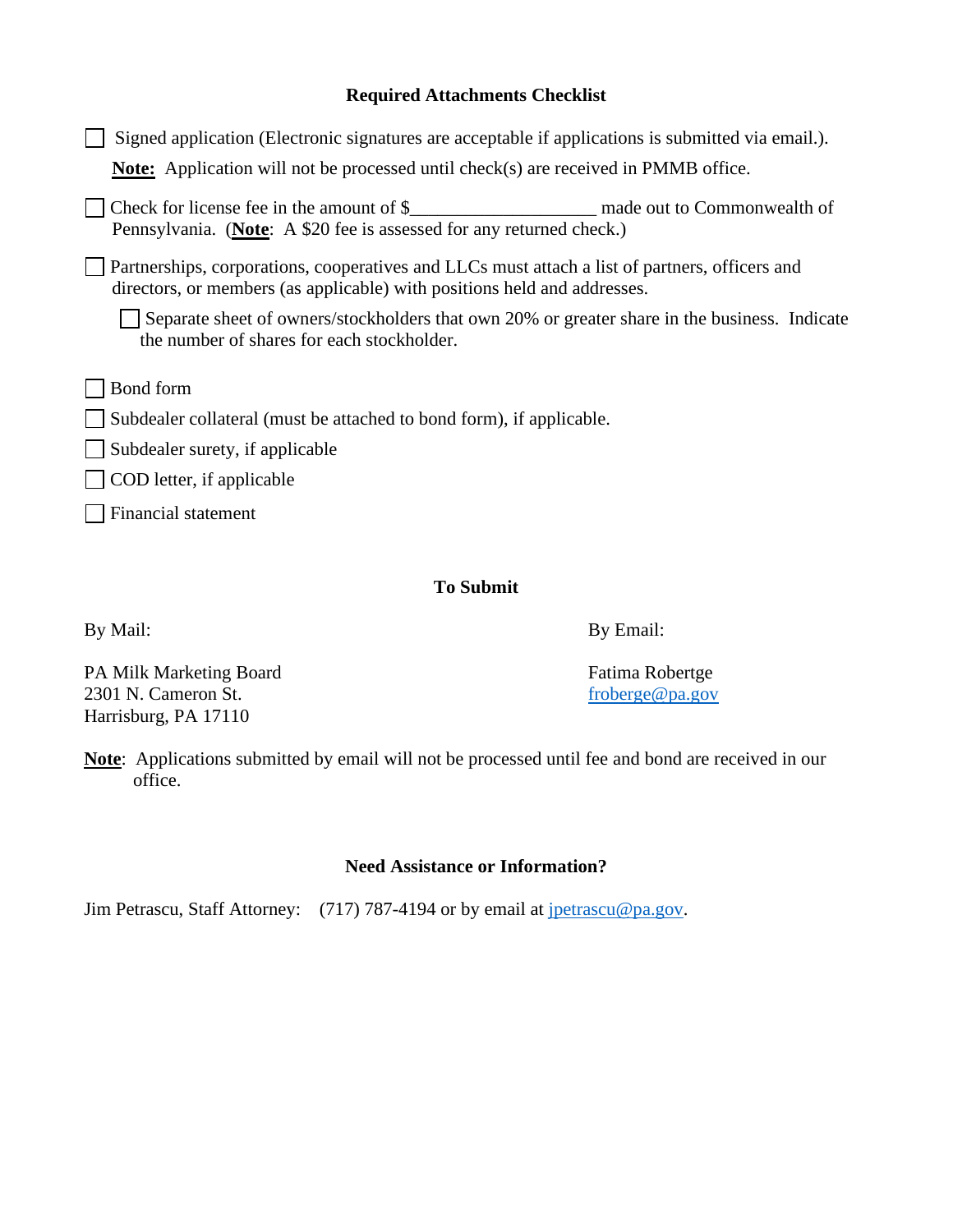## Required Attachments Checklist

- ☐ Signed application (Electronic signatures are acceptable if applications is submitted via email.).

  **Note:** Application will not be processed until check(s) are received in PMMB office.

- ☐ Check for license fee in the amount of $___________________ made out to Commonwealth of Pennsylvania. (**Note**: A $20 fee is assessed for any returned check.)

- ☐ Partnerships, corporations, cooperatives and LLCs must attach a list of partners, officers and directors, or members (as applicable) with positions held and addresses.

  - ☐ Separate sheet of owners/stockholders that own 20% or greater share in the business. Indicate the number of shares for each stockholder.

- ☐ Bond form
- ☐ Subdealer collateral (must be attached to bond form), if applicable.
- ☐ Subdealer surety, if applicable
- ☐ COD letter, if applicable
- ☐ Financial statement

## To Submit

By Mail:

PA Milk Marketing Board
2301 N. Cameron St.
Harrisburg, PA 17110

By Email:

Fatima Robertge
froberge@pa.gov

**Note**: Applications submitted by email will not be processed until fee and bond are received in our office.

## Need Assistance or Information?

Jim Petrascu, Staff Attorney: (717) 787-4194 or by email at jpetrascu@pa.gov.